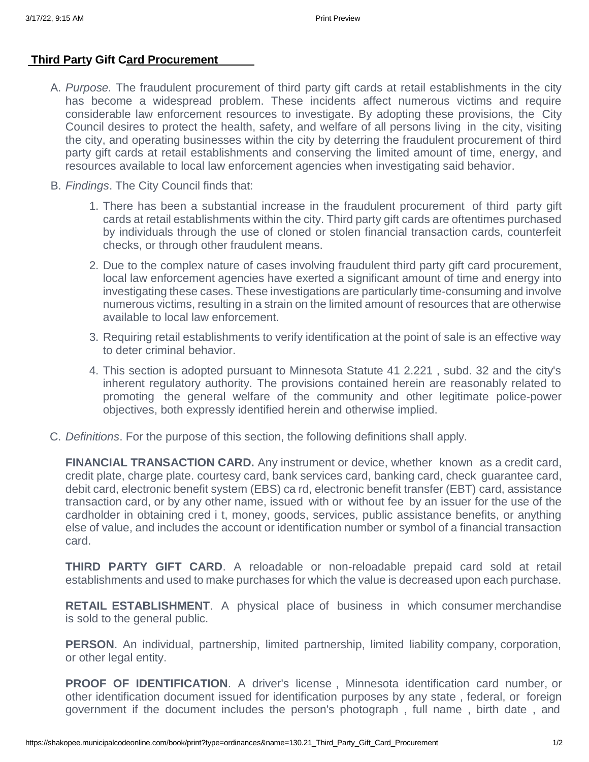**Third Party Gift Card Procurement**

A. *Purpose.* The fraudulent procurement of third party gift cards at retail establishments in the city has become a widespread problem. These incidents affect numerous victims and require considerable law enforcement resources to investigate. By adopting these provisions, the City Council desires to protect the health, safety, and welfare of all persons living in the city, visiting the city, and operating businesses within the city by deterring the fraudulent procurement of third party gift cards at retail establishments and conserving the limited amount of time, energy, and resources available to local law enforcement agencies when investigating said behavior.

B. *Findings*. The City Council finds that:

1. There has been a substantial increase in the fraudulent procurement of third party gift cards at retail establishments within the city. Third party gift cards are oftentimes purchased by individuals through the use of cloned or stolen financial transaction cards, counterfeit checks, or through other fraudulent means.
2. Due to the complex nature of cases involving fraudulent third party gift card procurement, local law enforcement agencies have exerted a significant amount of time and energy into investigating these cases. These investigations are particularly time-consuming and involve numerous victims, resulting in a strain on the limited amount of resources that are otherwise available to local law enforcement.
3. Requiring retail establishments to verify identification at the point of sale is an effective way to deter criminal behavior.
4. This section is adopted pursuant to Minnesota Statute 41 2.221 , subd. 32 and the city's inherent regulatory authority. The provisions contained herein are reasonably related to promoting the general welfare of the community and other legitimate police-power objectives, both expressly identified herein and otherwise implied.

C. *Definitions*. For the purpose of this section, the following definitions shall apply.

**FINANCIAL TRANSACTION CARD.** Any instrument or device, whether known as a credit card, credit plate, charge plate. courtesy card, bank services card, banking card, check guarantee card, debit card, electronic benefit system (EBS) ca rd, electronic benefit transfer (EBT) card, assistance transaction card, or by any other name, issued with or without fee by an issuer for the use of the cardholder in obtaining cred i t, money, goods, services, public assistance benefits, or anything else of value, and includes the account or identification number or symbol of a financial transaction card.

**THIRD PARTY GIFT CARD**. A reloadable or non-reloadable prepaid card sold at retail establishments and used to make purchases for which the value is decreased upon each purchase.

**RETAIL ESTABLISHMENT**. A physical place of business in which consumer merchandise is sold to the general public.

**PERSON**. An individual, partnership, limited partnership, limited liability company, corporation, or other legal entity.

**PROOF OF IDENTIFICATION**. A driver's license , Minnesota identification card number, or other identification document issued for identification purposes by any state , federal, or foreign government if the document includes the person's photograph , full name , birth date , and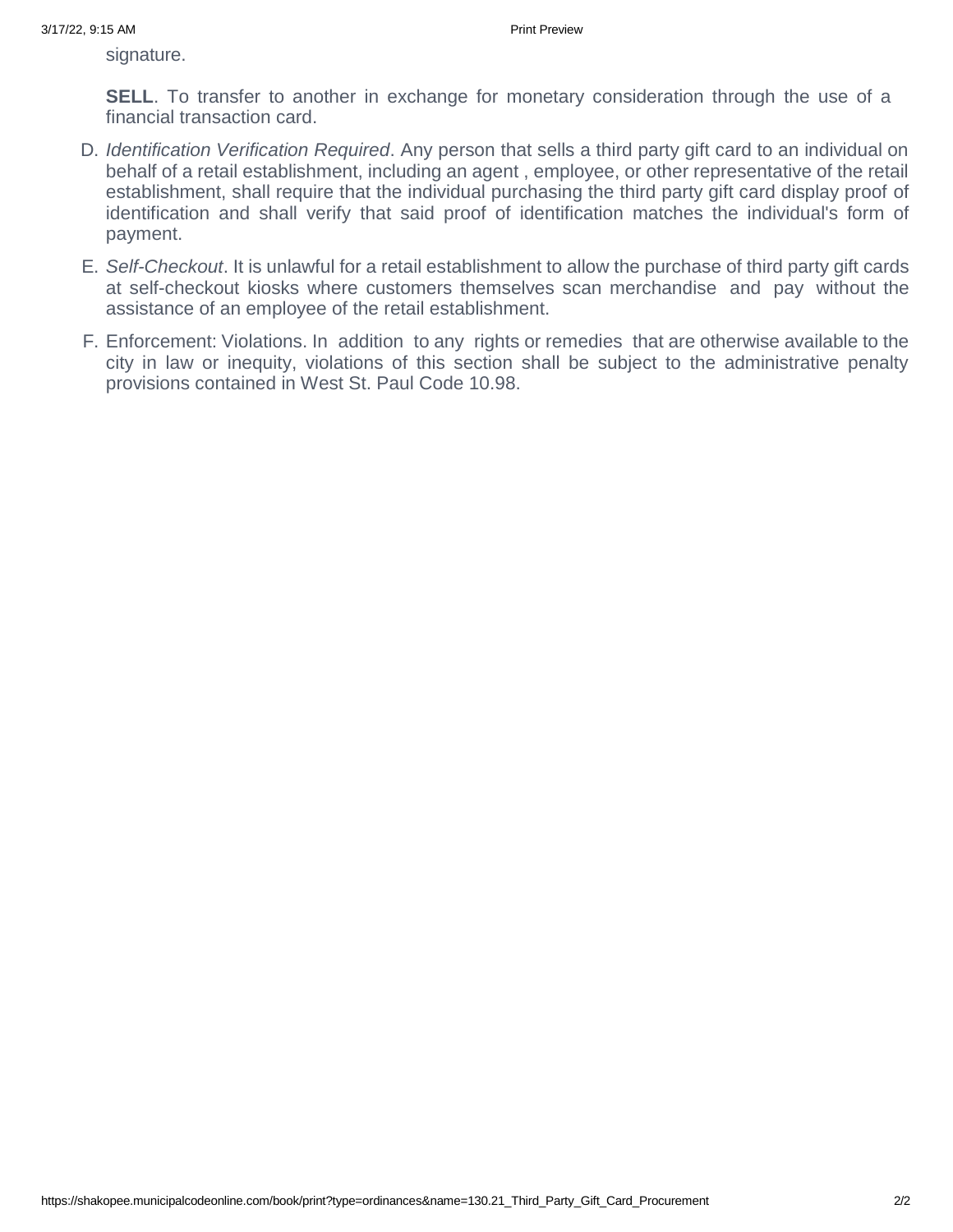signature.

**SELL**. To transfer to another in exchange for monetary consideration through the use of a financial transaction card.

D. *Identification Verification Required*. Any person that sells a third party gift card to an individual on behalf of a retail establishment, including an agent , employee, or other representative of the retail establishment, shall require that the individual purchasing the third party gift card display proof of identification and shall verify that said proof of identification matches the individual's form of payment.

E. *Self-Checkout*. It is unlawful for a retail establishment to allow the purchase of third party gift cards at self-checkout kiosks where customers themselves scan merchandise and pay without the assistance of an employee of the retail establishment.

F. Enforcement: Violations. In addition to any rights or remedies that are otherwise available to the city in law or inequity, violations of this section shall be subject to the administrative penalty provisions contained in West St. Paul Code 10.98.